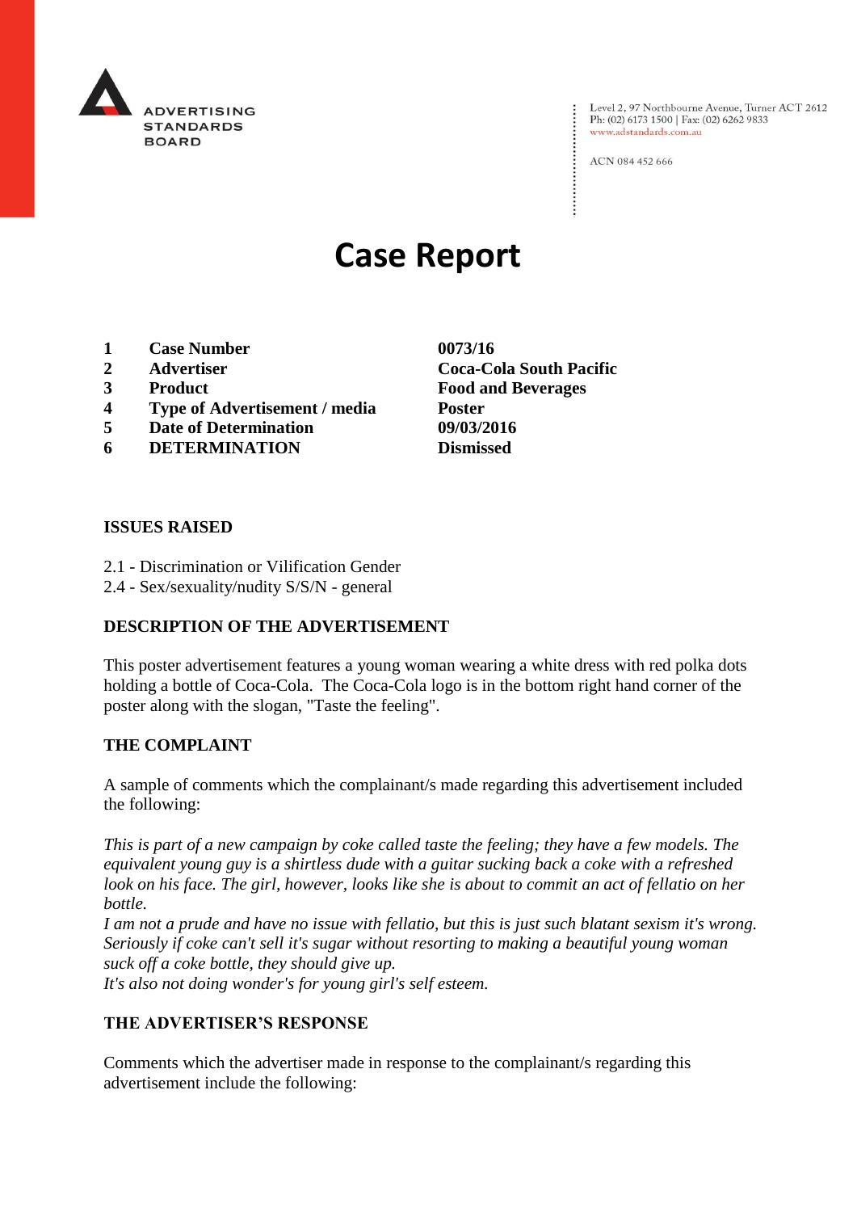ADVERTISING STANDARDS BOARD

Level 2, 97 Northbourne Avenue, Turner ACT 2612
Ph: (02) 6173 1500 | Fax: (02) 6262 9833
www.adstandards.com.au

ACN 084 452 666

# Case Report

| | | |
|---|---|---|
| 1 | **Case Number** | **0073/16** |
| 2 | **Advertiser** | **Coca-Cola South Pacific** |
| 3 | **Product** | **Food and Beverages** |
| 4 | **Type of Advertisement / media** | **Poster** |
| 5 | **Date of Determination** | **09/03/2016** |
| 6 | **DETERMINATION** | **Dismissed** |

## ISSUES RAISED

2.1 - Discrimination or Vilification Gender
2.4 - Sex/sexuality/nudity S/S/N - general

## DESCRIPTION OF THE ADVERTISEMENT

This poster advertisement features a young woman wearing a white dress with red polka dots holding a bottle of Coca-Cola. The Coca-Cola logo is in the bottom right hand corner of the poster along with the slogan, "Taste the feeling".

## THE COMPLAINT

A sample of comments which the complainant/s made regarding this advertisement included the following:

*This is part of a new campaign by coke called taste the feeling; they have a few models. The equivalent young guy is a shirtless dude with a guitar sucking back a coke with a refreshed look on his face. The girl, however, looks like she is about to commit an act of fellatio on her bottle.*
*I am not a prude and have no issue with fellatio, but this is just such blatant sexism it's wrong. Seriously if coke can't sell it's sugar without resorting to making a beautiful young woman suck off a coke bottle, they should give up.*
*It's also not doing wonder's for young girl's self esteem.*

## THE ADVERTISER'S RESPONSE

Comments which the advertiser made in response to the complainant/s regarding this advertisement include the following: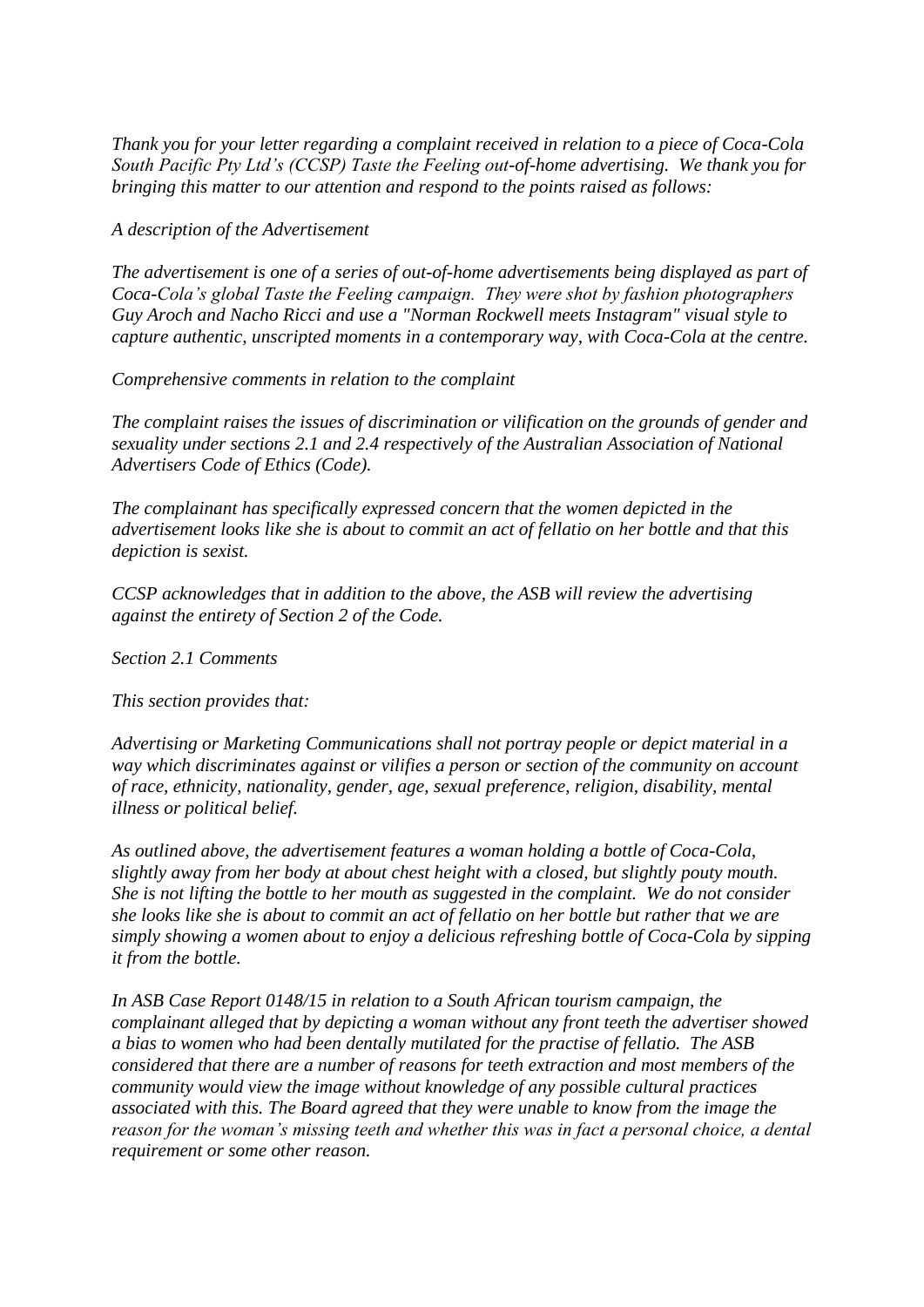*Thank you for your letter regarding a complaint received in relation to a piece of Coca-Cola South Pacific Pty Ltd's (CCSP) Taste the Feeling out-of-home advertising. We thank you for bringing this matter to our attention and respond to the points raised as follows:*

*A description of the Advertisement*

*The advertisement is one of a series of out-of-home advertisements being displayed as part of Coca-Cola's global Taste the Feeling campaign. They were shot by fashion photographers Guy Aroch and Nacho Ricci and use a "Norman Rockwell meets Instagram" visual style to capture authentic, unscripted moments in a contemporary way, with Coca-Cola at the centre.*

*Comprehensive comments in relation to the complaint*

*The complaint raises the issues of discrimination or vilification on the grounds of gender and sexuality under sections 2.1 and 2.4 respectively of the Australian Association of National Advertisers Code of Ethics (Code).*

*The complainant has specifically expressed concern that the women depicted in the advertisement looks like she is about to commit an act of fellatio on her bottle and that this depiction is sexist.*

*CCSP acknowledges that in addition to the above, the ASB will review the advertising against the entirety of Section 2 of the Code.*

*Section 2.1 Comments*

*This section provides that:*

*Advertising or Marketing Communications shall not portray people or depict material in a way which discriminates against or vilifies a person or section of the community on account of race, ethnicity, nationality, gender, age, sexual preference, religion, disability, mental illness or political belief.*

*As outlined above, the advertisement features a woman holding a bottle of Coca-Cola, slightly away from her body at about chest height with a closed, but slightly pouty mouth. She is not lifting the bottle to her mouth as suggested in the complaint. We do not consider she looks like she is about to commit an act of fellatio on her bottle but rather that we are simply showing a women about to enjoy a delicious refreshing bottle of Coca-Cola by sipping it from the bottle.*

*In ASB Case Report 0148/15 in relation to a South African tourism campaign, the complainant alleged that by depicting a woman without any front teeth the advertiser showed a bias to women who had been dentally mutilated for the practise of fellatio. The ASB considered that there are a number of reasons for teeth extraction and most members of the community would view the image without knowledge of any possible cultural practices associated with this. The Board agreed that they were unable to know from the image the reason for the woman's missing teeth and whether this was in fact a personal choice, a dental requirement or some other reason.*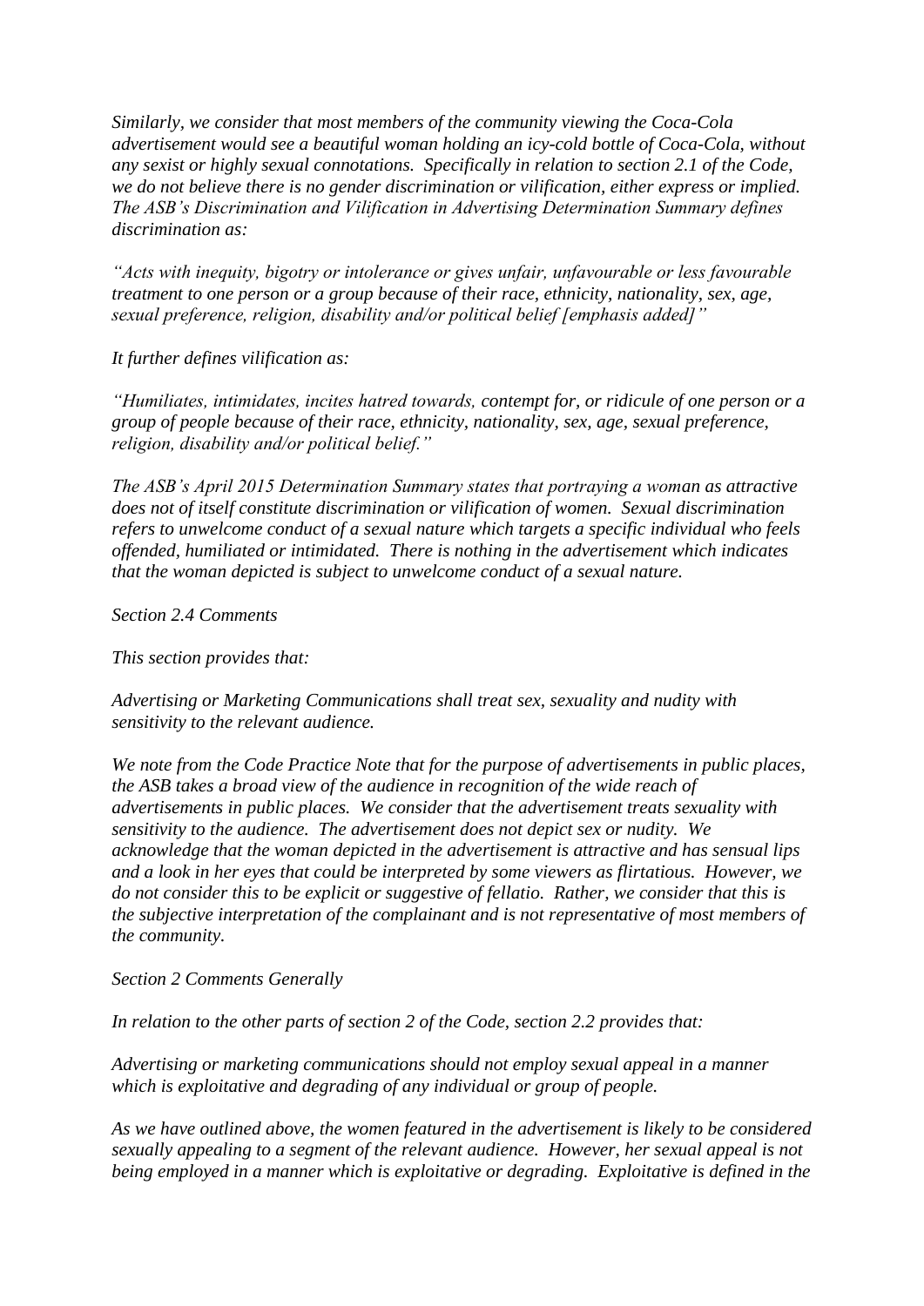*Similarly, we consider that most members of the community viewing the Coca-Cola advertisement would see a beautiful woman holding an icy-cold bottle of Coca-Cola, without any sexist or highly sexual connotations. Specifically in relation to section 2.1 of the Code, we do not believe there is no gender discrimination or vilification, either express or implied. The ASB's Discrimination and Vilification in Advertising Determination Summary defines discrimination as:*

*"Acts with inequity, bigotry or intolerance or gives unfair, unfavourable or less favourable treatment to one person or a group because of their race, ethnicity, nationality, sex, age, sexual preference, religion, disability and/or political belief [emphasis added]"*

*It further defines vilification as:*

*"Humiliates, intimidates, incites hatred towards, contempt for, or ridicule of one person or a group of people because of their race, ethnicity, nationality, sex, age, sexual preference, religion, disability and/or political belief."*

*The ASB's April 2015 Determination Summary states that portraying a woman as attractive does not of itself constitute discrimination or vilification of women. Sexual discrimination refers to unwelcome conduct of a sexual nature which targets a specific individual who feels offended, humiliated or intimidated. There is nothing in the advertisement which indicates that the woman depicted is subject to unwelcome conduct of a sexual nature.*

*Section 2.4 Comments*

*This section provides that:*

*Advertising or Marketing Communications shall treat sex, sexuality and nudity with sensitivity to the relevant audience.*

*We note from the Code Practice Note that for the purpose of advertisements in public places, the ASB takes a broad view of the audience in recognition of the wide reach of advertisements in public places. We consider that the advertisement treats sexuality with sensitivity to the audience. The advertisement does not depict sex or nudity. We acknowledge that the woman depicted in the advertisement is attractive and has sensual lips and a look in her eyes that could be interpreted by some viewers as flirtatious. However, we do not consider this to be explicit or suggestive of fellatio. Rather, we consider that this is the subjective interpretation of the complainant and is not representative of most members of the community.*

*Section 2 Comments Generally*

*In relation to the other parts of section 2 of the Code, section 2.2 provides that:*

*Advertising or marketing communications should not employ sexual appeal in a manner which is exploitative and degrading of any individual or group of people.*

*As we have outlined above, the women featured in the advertisement is likely to be considered sexually appealing to a segment of the relevant audience. However, her sexual appeal is not being employed in a manner which is exploitative or degrading. Exploitative is defined in the*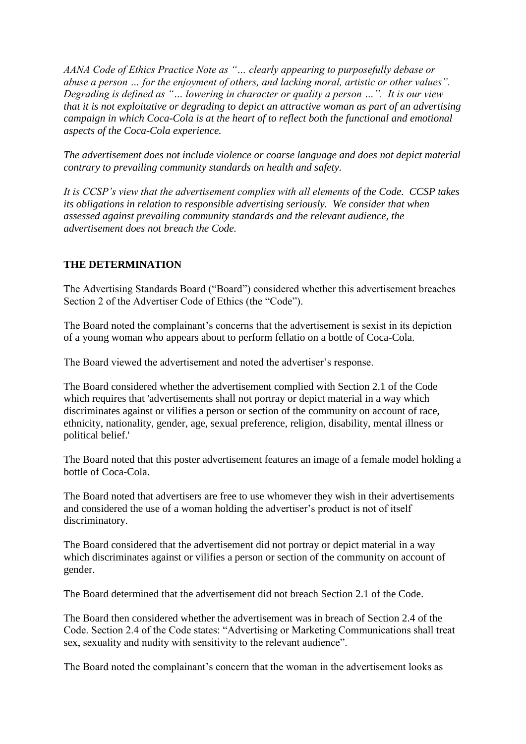*AANA Code of Ethics Practice Note as "… clearly appearing to purposefully debase or abuse a person … for the enjoyment of others, and lacking moral, artistic or other values". Degrading is defined as "… lowering in character or quality a person …". It is our view that it is not exploitative or degrading to depict an attractive woman as part of an advertising campaign in which Coca-Cola is at the heart of to reflect both the functional and emotional aspects of the Coca-Cola experience.*

*The advertisement does not include violence or coarse language and does not depict material contrary to prevailing community standards on health and safety.*

*It is CCSP's view that the advertisement complies with all elements of the Code. CCSP takes its obligations in relation to responsible advertising seriously. We consider that when assessed against prevailing community standards and the relevant audience, the advertisement does not breach the Code.*

**THE DETERMINATION**

The Advertising Standards Board ("Board") considered whether this advertisement breaches Section 2 of the Advertiser Code of Ethics (the "Code").

The Board noted the complainant's concerns that the advertisement is sexist in its depiction of a young woman who appears about to perform fellatio on a bottle of Coca-Cola.

The Board viewed the advertisement and noted the advertiser's response.

The Board considered whether the advertisement complied with Section 2.1 of the Code which requires that 'advertisements shall not portray or depict material in a way which discriminates against or vilifies a person or section of the community on account of race, ethnicity, nationality, gender, age, sexual preference, religion, disability, mental illness or political belief.'

The Board noted that this poster advertisement features an image of a female model holding a bottle of Coca-Cola.

The Board noted that advertisers are free to use whomever they wish in their advertisements and considered the use of a woman holding the advertiser's product is not of itself discriminatory.

The Board considered that the advertisement did not portray or depict material in a way which discriminates against or vilifies a person or section of the community on account of gender.

The Board determined that the advertisement did not breach Section 2.1 of the Code.

The Board then considered whether the advertisement was in breach of Section 2.4 of the Code. Section 2.4 of the Code states: "Advertising or Marketing Communications shall treat sex, sexuality and nudity with sensitivity to the relevant audience".

The Board noted the complainant's concern that the woman in the advertisement looks as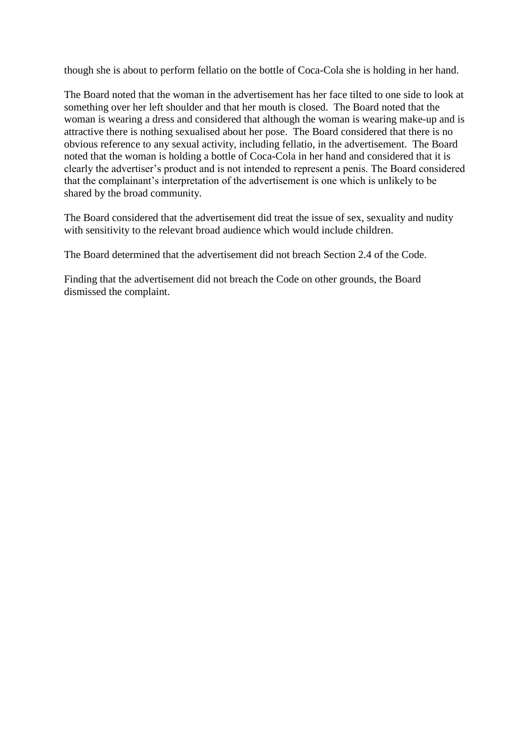though she is about to perform fellatio on the bottle of Coca-Cola she is holding in her hand.

The Board noted that the woman in the advertisement has her face tilted to one side to look at something over her left shoulder and that her mouth is closed. The Board noted that the woman is wearing a dress and considered that although the woman is wearing make-up and is attractive there is nothing sexualised about her pose. The Board considered that there is no obvious reference to any sexual activity, including fellatio, in the advertisement. The Board noted that the woman is holding a bottle of Coca-Cola in her hand and considered that it is clearly the advertiser's product and is not intended to represent a penis. The Board considered that the complainant's interpretation of the advertisement is one which is unlikely to be shared by the broad community.

The Board considered that the advertisement did treat the issue of sex, sexuality and nudity with sensitivity to the relevant broad audience which would include children.

The Board determined that the advertisement did not breach Section 2.4 of the Code.

Finding that the advertisement did not breach the Code on other grounds, the Board dismissed the complaint.